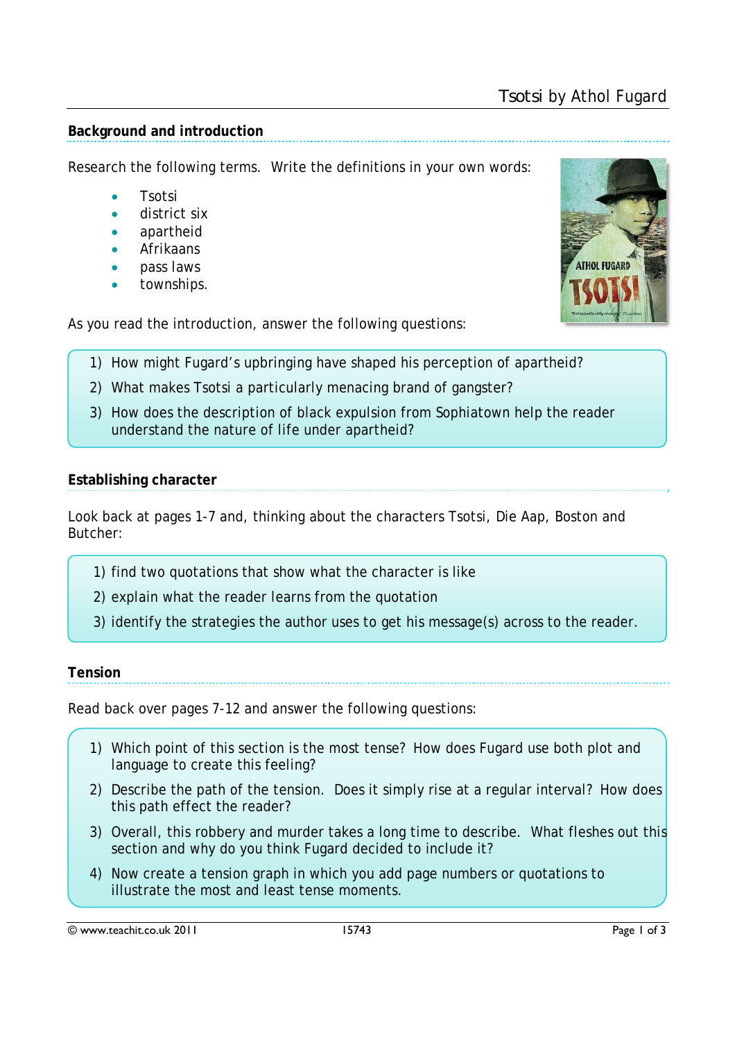# Tsotsi by Athol Fugard

## Background and introduction

Research the following terms. Write the definitions in your own words:

- Tsotsi
- district six
- apartheid
- Afrikaans
- pass laws
- townships.

As you read the introduction, answer the following questions:

1) How might Fugard's upbringing have shaped his perception of apartheid?
2) What makes Tsotsi a particularly menacing brand of gangster?
3) How does the description of black expulsion from Sophiatown help the reader understand the nature of life under apartheid?

## Establishing character

Look back at pages 1-7 and, thinking about the characters Tsotsi, Die Aap, Boston and Butcher:

1) find two quotations that show what the character is like
2) explain what the reader learns from the quotation
3) identify the strategies the author uses to get his message(s) across to the reader.

## Tension

Read back over pages 7-12 and answer the following questions:

1) Which point of this section is the most tense? How does Fugard use both plot and language to create this feeling?
2) Describe the path of the tension. Does it simply rise at a regular interval? How does this path effect the reader?
3) Overall, this robbery and murder takes a long time to describe. What fleshes out this section and why do you think Fugard decided to include it?
4) Now create a tension graph in which you add page numbers or quotations to illustrate the most and least tense moments.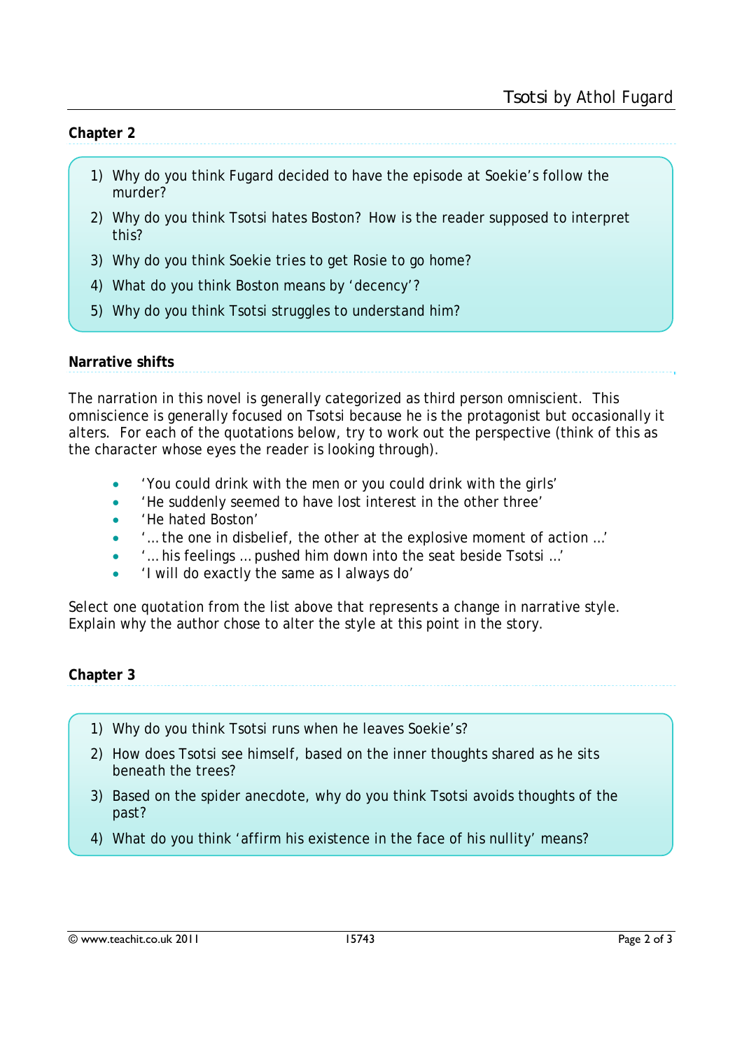## Chapter 2

1) Why do you think Fugard decided to have the episode at Soekie's follow the murder?
2) Why do you think Tsotsi hates Boston? How is the reader supposed to interpret this?
3) Why do you think Soekie tries to get Rosie to go home?
4) What do you think Boston means by 'decency'?
5) Why do you think Tsotsi struggles to understand him?

## Narrative shifts

The narration in this novel is generally categorized as third person omniscient. This omniscience is generally focused on Tsotsi because he is the protagonist but occasionally it alters. For each of the quotations below, try to work out the perspective (think of this as the character whose eyes the reader is looking through).

- 'You could drink with the men or you could drink with the girls'
- 'He suddenly seemed to have lost interest in the other three'
- 'He hated Boston'
- '… the one in disbelief, the other at the explosive moment of action …'
- '… his feelings … pushed him down into the seat beside Tsotsi …'
- 'I will do exactly the same as I always do'

Select one quotation from the list above that represents a change in narrative style. Explain why the author chose to alter the style at this point in the story.

## Chapter 3

1) Why do you think Tsotsi runs when he leaves Soekie's?
2) How does Tsotsi see himself, based on the inner thoughts shared as he sits beneath the trees?
3) Based on the spider anecdote, why do you think Tsotsi avoids thoughts of the past?
4) What do you think 'affirm his existence in the face of his nullity' means?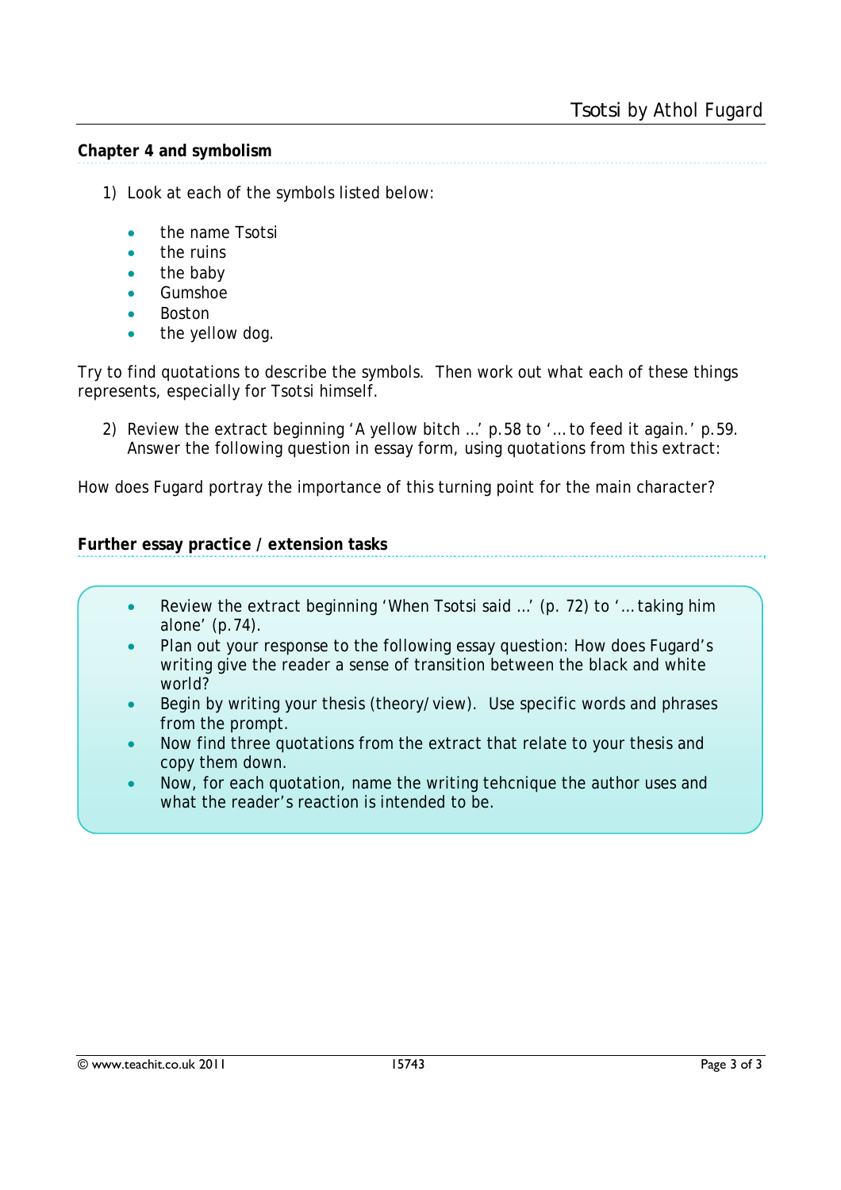## Chapter 4 and symbolism

1) Look at each of the symbols listed below:

- the name Tsotsi
- the ruins
- the baby
- Gumshoe
- Boston
- the yellow dog.

Try to find quotations to describe the symbols. Then work out what each of these things represents, especially for Tsotsi himself.

2) Review the extract beginning 'A yellow bitch ...' p.58 to '... to feed it again.' p.59. Answer the following question in essay form, using quotations from this extract:

How does Fugard portray the importance of this turning point for the main character?

## Further essay practice / extension tasks

- Review the extract beginning 'When Tsotsi said ...' (p. 72) to '... taking him alone' (p.74).
- Plan out your response to the following essay question: How does Fugard's writing give the reader a sense of transition between the black and white world?
- Begin by writing your thesis (theory/view). Use specific words and phrases from the prompt.
- Now find three quotations from the extract that relate to your thesis and copy them down.
- Now, for each quotation, name the writing tehcnique the author uses and what the reader's reaction is intended to be.